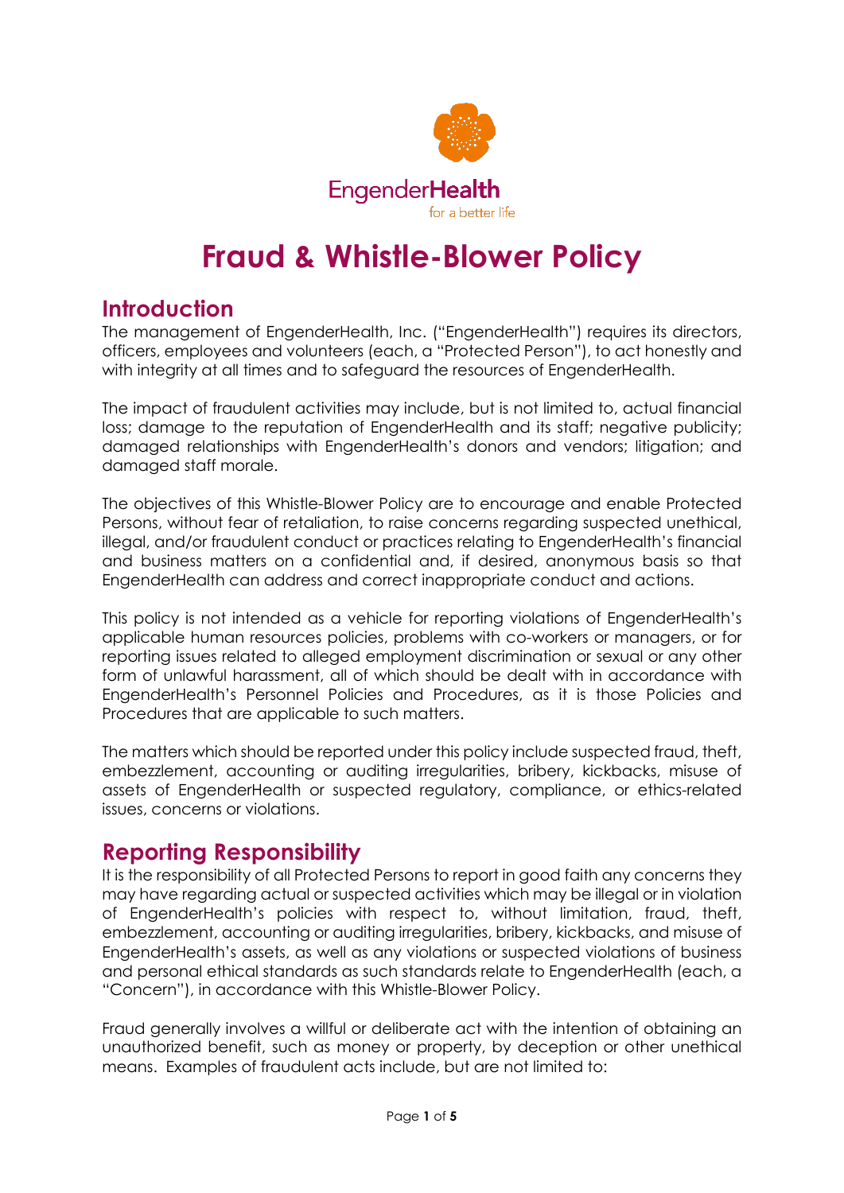EngenderHealth
for a better life

# Fraud & Whistle-Blower Policy

## Introduction

The management of EngenderHealth, Inc. ("EngenderHealth") requires its directors, officers, employees and volunteers (each, a "Protected Person"), to act honestly and with integrity at all times and to safeguard the resources of EngenderHealth.

The impact of fraudulent activities may include, but is not limited to, actual financial loss; damage to the reputation of EngenderHealth and its staff; negative publicity; damaged relationships with EngenderHealth's donors and vendors; litigation; and damaged staff morale.

The objectives of this Whistle-Blower Policy are to encourage and enable Protected Persons, without fear of retaliation, to raise concerns regarding suspected unethical, illegal, and/or fraudulent conduct or practices relating to EngenderHealth's financial and business matters on a confidential and, if desired, anonymous basis so that EngenderHealth can address and correct inappropriate conduct and actions.

This policy is not intended as a vehicle for reporting violations of EngenderHealth's applicable human resources policies, problems with co-workers or managers, or for reporting issues related to alleged employment discrimination or sexual or any other form of unlawful harassment, all of which should be dealt with in accordance with EngenderHealth's Personnel Policies and Procedures, as it is those Policies and Procedures that are applicable to such matters.

The matters which should be reported under this policy include suspected fraud, theft, embezzlement, accounting or auditing irregularities, bribery, kickbacks, misuse of assets of EngenderHealth or suspected regulatory, compliance, or ethics-related issues, concerns or violations.

## Reporting Responsibility

It is the responsibility of all Protected Persons to report in good faith any concerns they may have regarding actual or suspected activities which may be illegal or in violation of EngenderHealth's policies with respect to, without limitation, fraud, theft, embezzlement, accounting or auditing irregularities, bribery, kickbacks, and misuse of EngenderHealth's assets, as well as any violations or suspected violations of business and personal ethical standards as such standards relate to EngenderHealth (each, a "Concern"), in accordance with this Whistle-Blower Policy.

Fraud generally involves a willful or deliberate act with the intention of obtaining an unauthorized benefit, such as money or property, by deception or other unethical means. Examples of fraudulent acts include, but are not limited to: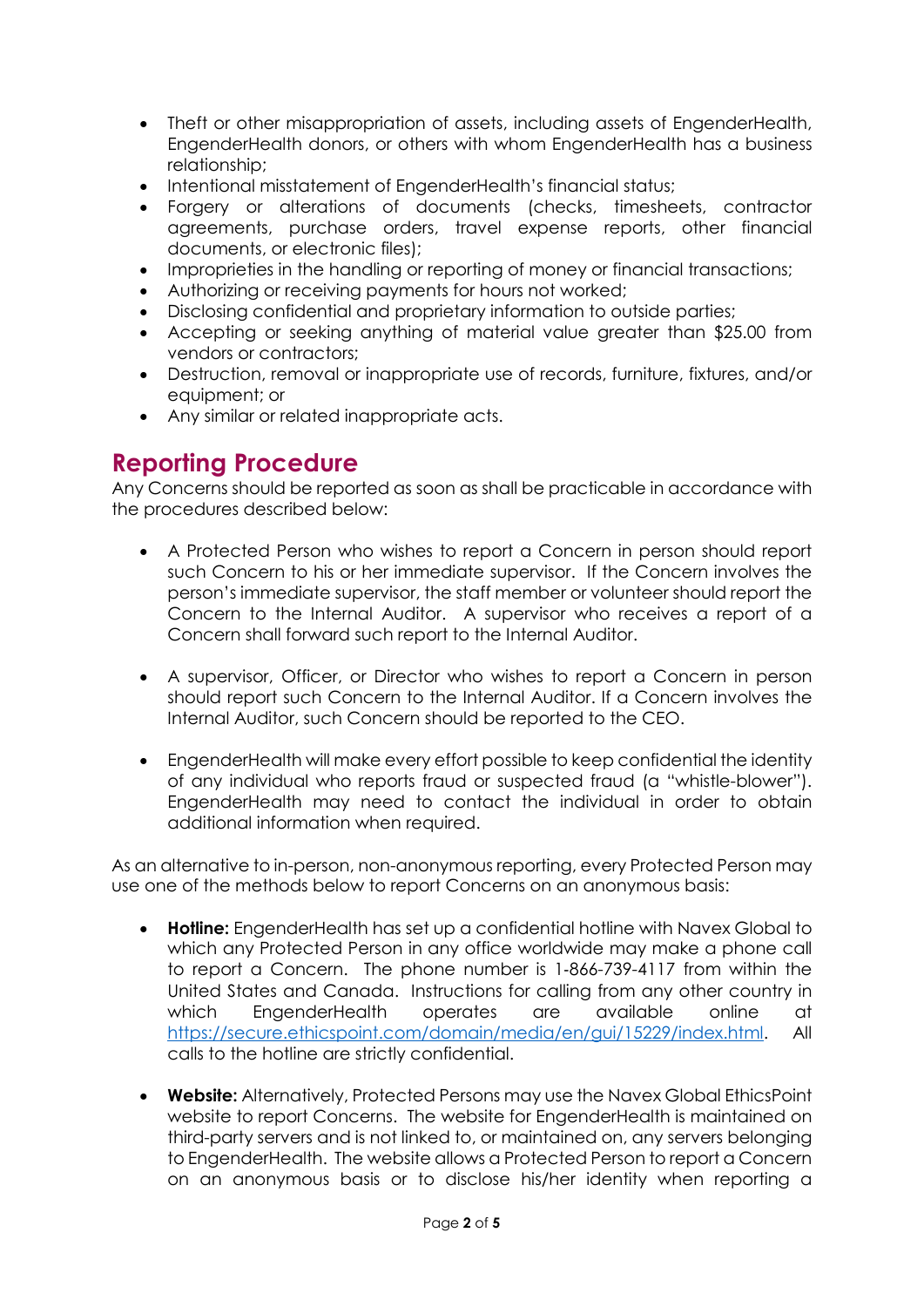- Theft or other misappropriation of assets, including assets of EngenderHealth, EngenderHealth donors, or others with whom EngenderHealth has a business relationship;
- Intentional misstatement of EngenderHealth's financial status;
- Forgery or alterations of documents (checks, timesheets, contractor agreements, purchase orders, travel expense reports, other financial documents, or electronic files);
- Improprieties in the handling or reporting of money or financial transactions;
- Authorizing or receiving payments for hours not worked;
- Disclosing confidential and proprietary information to outside parties;
- Accepting or seeking anything of material value greater than $25.00 from vendors or contractors;
- Destruction, removal or inappropriate use of records, furniture, fixtures, and/or equipment; or
- Any similar or related inappropriate acts.

## Reporting Procedure

Any Concerns should be reported as soon as shall be practicable in accordance with the procedures described below:

- A Protected Person who wishes to report a Concern in person should report such Concern to his or her immediate supervisor. If the Concern involves the person's immediate supervisor, the staff member or volunteer should report the Concern to the Internal Auditor. A supervisor who receives a report of a Concern shall forward such report to the Internal Auditor.

- A supervisor, Officer, or Director who wishes to report a Concern in person should report such Concern to the Internal Auditor. If a Concern involves the Internal Auditor, such Concern should be reported to the CEO.

- EngenderHealth will make every effort possible to keep confidential the identity of any individual who reports fraud or suspected fraud (a "whistle-blower"). EngenderHealth may need to contact the individual in order to obtain additional information when required.

As an alternative to in-person, non-anonymous reporting, every Protected Person may use one of the methods below to report Concerns on an anonymous basis:

- **Hotline:** EngenderHealth has set up a confidential hotline with Navex Global to which any Protected Person in any office worldwide may make a phone call to report a Concern. The phone number is 1-866-739-4117 from within the United States and Canada. Instructions for calling from any other country in which EngenderHealth operates are available online at https://secure.ethicspoint.com/domain/media/en/gui/15229/index.html. All calls to the hotline are strictly confidential.

- **Website:** Alternatively, Protected Persons may use the Navex Global EthicsPoint website to report Concerns. The website for EngenderHealth is maintained on third-party servers and is not linked to, or maintained on, any servers belonging to EngenderHealth. The website allows a Protected Person to report a Concern on an anonymous basis or to disclose his/her identity when reporting a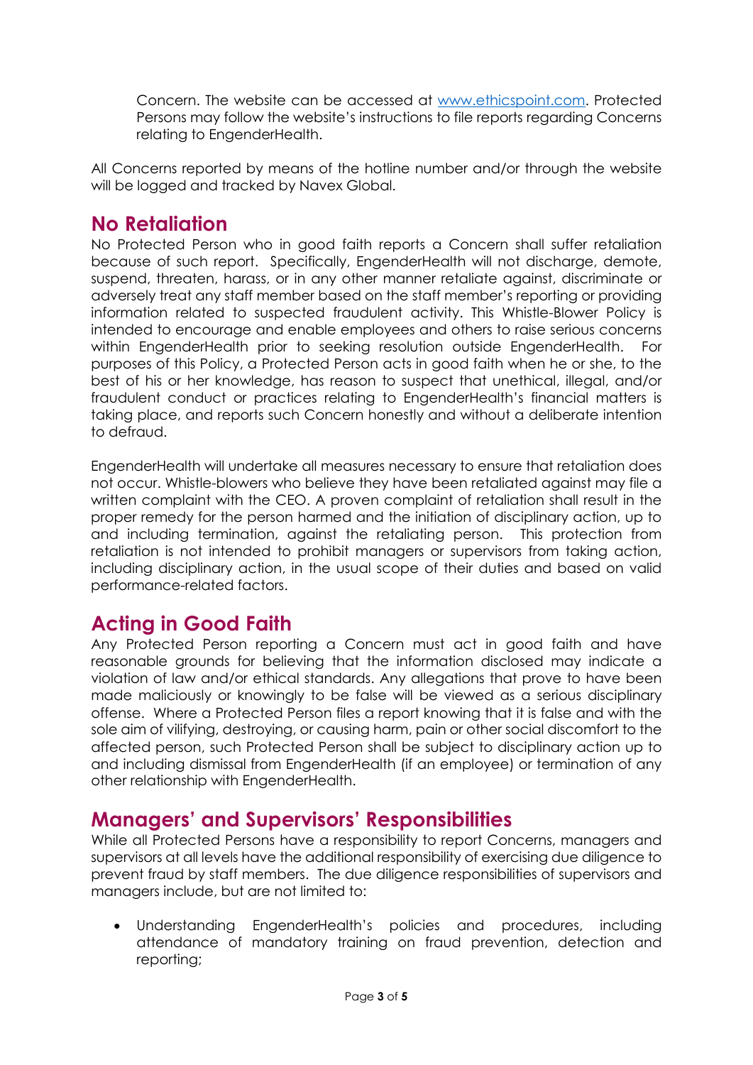Concern. The website can be accessed at [www.ethicspoint.com](http://www.ethicspoint.com). Protected Persons may follow the website's instructions to file reports regarding Concerns relating to EngenderHealth.

All Concerns reported by means of the hotline number and/or through the website will be logged and tracked by Navex Global.

## No Retaliation

No Protected Person who in good faith reports a Concern shall suffer retaliation because of such report. Specifically, EngenderHealth will not discharge, demote, suspend, threaten, harass, or in any other manner retaliate against, discriminate or adversely treat any staff member based on the staff member's reporting or providing information related to suspected fraudulent activity. This Whistle-Blower Policy is intended to encourage and enable employees and others to raise serious concerns within EngenderHealth prior to seeking resolution outside EngenderHealth. For purposes of this Policy, a Protected Person acts in good faith when he or she, to the best of his or her knowledge, has reason to suspect that unethical, illegal, and/or fraudulent conduct or practices relating to EngenderHealth's financial matters is taking place, and reports such Concern honestly and without a deliberate intention to defraud.

EngenderHealth will undertake all measures necessary to ensure that retaliation does not occur. Whistle-blowers who believe they have been retaliated against may file a written complaint with the CEO. A proven complaint of retaliation shall result in the proper remedy for the person harmed and the initiation of disciplinary action, up to and including termination, against the retaliating person. This protection from retaliation is not intended to prohibit managers or supervisors from taking action, including disciplinary action, in the usual scope of their duties and based on valid performance-related factors.

## Acting in Good Faith

Any Protected Person reporting a Concern must act in good faith and have reasonable grounds for believing that the information disclosed may indicate a violation of law and/or ethical standards. Any allegations that prove to have been made maliciously or knowingly to be false will be viewed as a serious disciplinary offense. Where a Protected Person files a report knowing that it is false and with the sole aim of vilifying, destroying, or causing harm, pain or other social discomfort to the affected person, such Protected Person shall be subject to disciplinary action up to and including dismissal from EngenderHealth (if an employee) or termination of any other relationship with EngenderHealth.

## Managers' and Supervisors' Responsibilities

While all Protected Persons have a responsibility to report Concerns, managers and supervisors at all levels have the additional responsibility of exercising due diligence to prevent fraud by staff members. The due diligence responsibilities of supervisors and managers include, but are not limited to:

- Understanding EngenderHealth's policies and procedures, including attendance of mandatory training on fraud prevention, detection and reporting;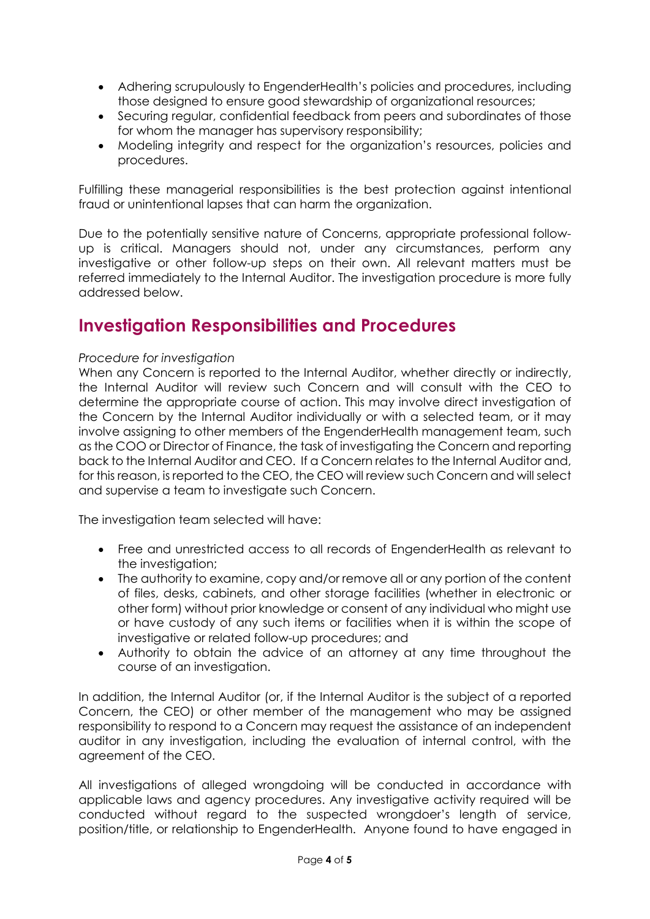- Adhering scrupulously to EngenderHealth's policies and procedures, including those designed to ensure good stewardship of organizational resources;
- Securing regular, confidential feedback from peers and subordinates of those for whom the manager has supervisory responsibility;
- Modeling integrity and respect for the organization's resources, policies and procedures.

Fulfilling these managerial responsibilities is the best protection against intentional fraud or unintentional lapses that can harm the organization.

Due to the potentially sensitive nature of Concerns, appropriate professional follow-up is critical. Managers should not, under any circumstances, perform any investigative or other follow-up steps on their own. All relevant matters must be referred immediately to the Internal Auditor. The investigation procedure is more fully addressed below.

## Investigation Responsibilities and Procedures

*Procedure for investigation*

When any Concern is reported to the Internal Auditor, whether directly or indirectly, the Internal Auditor will review such Concern and will consult with the CEO to determine the appropriate course of action. This may involve direct investigation of the Concern by the Internal Auditor individually or with a selected team, or it may involve assigning to other members of the EngenderHealth management team, such as the COO or Director of Finance, the task of investigating the Concern and reporting back to the Internal Auditor and CEO. If a Concern relates to the Internal Auditor and, for this reason, is reported to the CEO, the CEO will review such Concern and will select and supervise a team to investigate such Concern.

The investigation team selected will have:

- Free and unrestricted access to all records of EngenderHealth as relevant to the investigation;
- The authority to examine, copy and/or remove all or any portion of the content of files, desks, cabinets, and other storage facilities (whether in electronic or other form) without prior knowledge or consent of any individual who might use or have custody of any such items or facilities when it is within the scope of investigative or related follow-up procedures; and
- Authority to obtain the advice of an attorney at any time throughout the course of an investigation.

In addition, the Internal Auditor (or, if the Internal Auditor is the subject of a reported Concern, the CEO) or other member of the management who may be assigned responsibility to respond to a Concern may request the assistance of an independent auditor in any investigation, including the evaluation of internal control, with the agreement of the CEO.

All investigations of alleged wrongdoing will be conducted in accordance with applicable laws and agency procedures. Any investigative activity required will be conducted without regard to the suspected wrongdoer's length of service, position/title, or relationship to EngenderHealth. Anyone found to have engaged in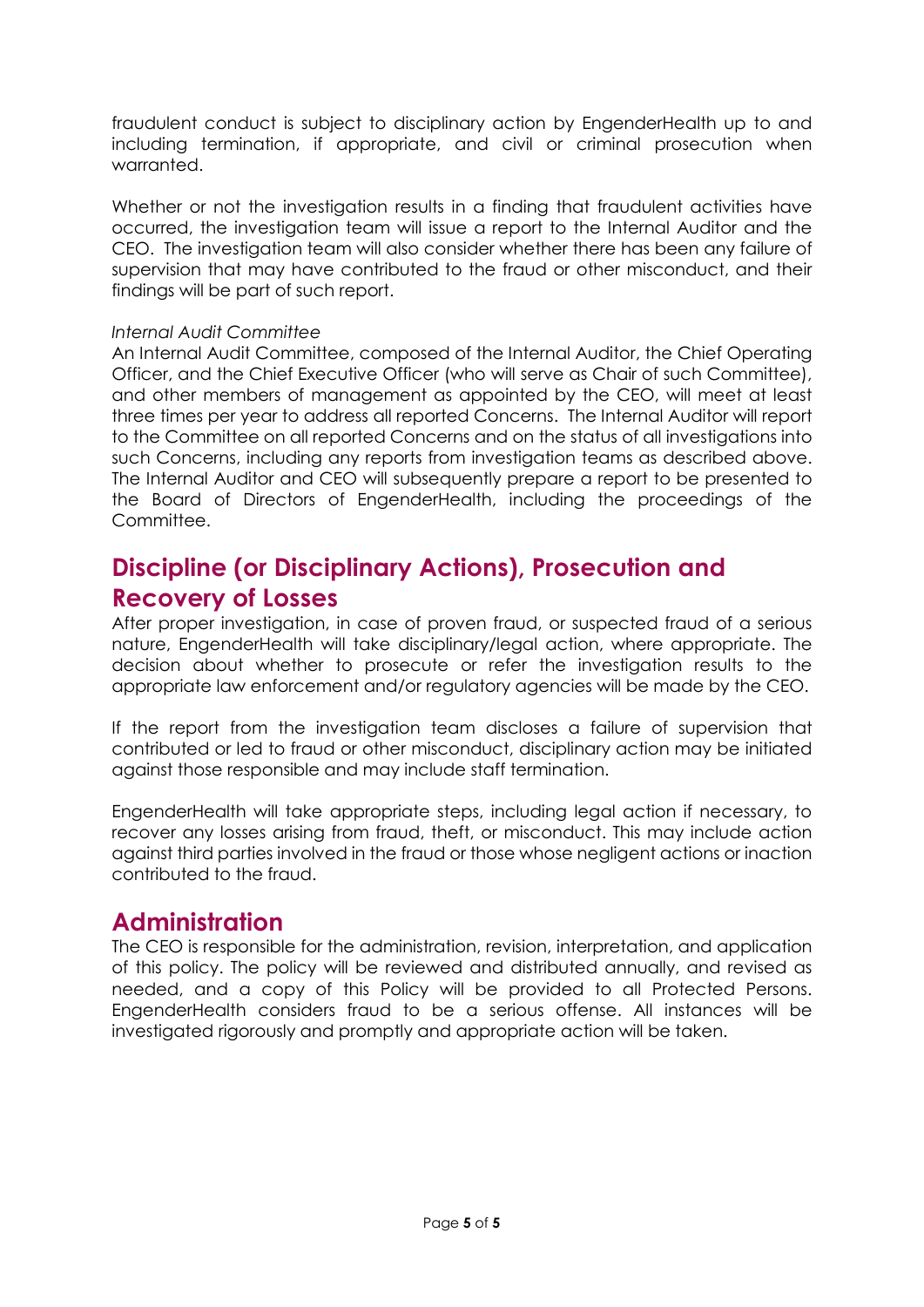fraudulent conduct is subject to disciplinary action by EngenderHealth up to and including termination, if appropriate, and civil or criminal prosecution when warranted.

Whether or not the investigation results in a finding that fraudulent activities have occurred, the investigation team will issue a report to the Internal Auditor and the CEO. The investigation team will also consider whether there has been any failure of supervision that may have contributed to the fraud or other misconduct, and their findings will be part of such report.

*Internal Audit Committee*

An Internal Audit Committee, composed of the Internal Auditor, the Chief Operating Officer, and the Chief Executive Officer (who will serve as Chair of such Committee), and other members of management as appointed by the CEO, will meet at least three times per year to address all reported Concerns. The Internal Auditor will report to the Committee on all reported Concerns and on the status of all investigations into such Concerns, including any reports from investigation teams as described above. The Internal Auditor and CEO will subsequently prepare a report to be presented to the Board of Directors of EngenderHealth, including the proceedings of the Committee.

## Discipline (or Disciplinary Actions), Prosecution and Recovery of Losses

After proper investigation, in case of proven fraud, or suspected fraud of a serious nature, EngenderHealth will take disciplinary/legal action, where appropriate. The decision about whether to prosecute or refer the investigation results to the appropriate law enforcement and/or regulatory agencies will be made by the CEO.

If the report from the investigation team discloses a failure of supervision that contributed or led to fraud or other misconduct, disciplinary action may be initiated against those responsible and may include staff termination.

EngenderHealth will take appropriate steps, including legal action if necessary, to recover any losses arising from fraud, theft, or misconduct. This may include action against third parties involved in the fraud or those whose negligent actions or inaction contributed to the fraud.

## Administration

The CEO is responsible for the administration, revision, interpretation, and application of this policy. The policy will be reviewed and distributed annually, and revised as needed, and a copy of this Policy will be provided to all Protected Persons. EngenderHealth considers fraud to be a serious offense. All instances will be investigated rigorously and promptly and appropriate action will be taken.